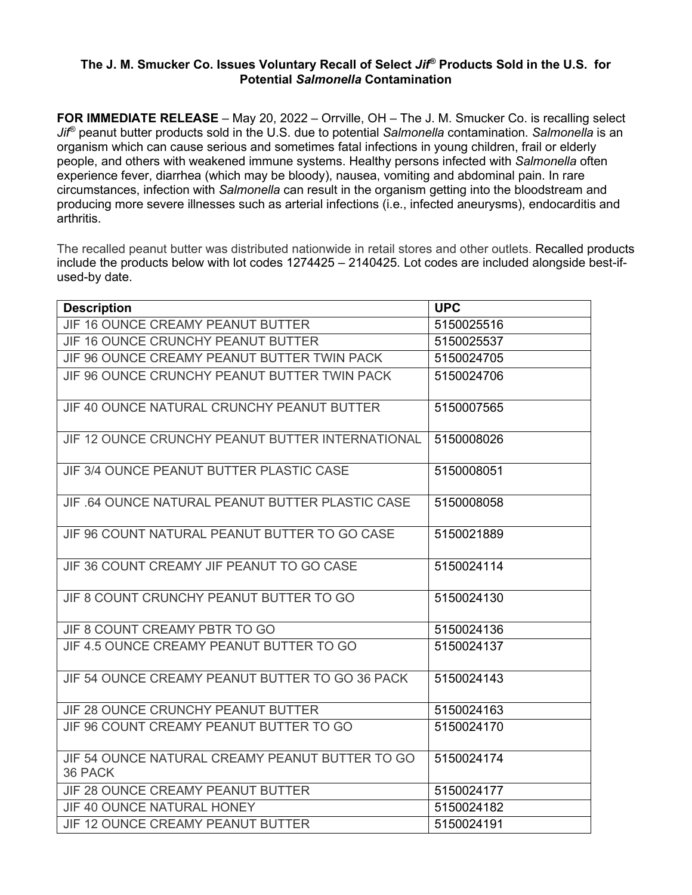**The J. M. Smucker Co. Issues Voluntary Recall of Select *Jif*® Products Sold in the U.S. for Potential *Salmonella* Contamination**

**FOR IMMEDIATE RELEASE** – May 20, 2022 – Orrville, OH – The J. M. Smucker Co. is recalling select *Jif*® peanut butter products sold in the U.S. due to potential *Salmonella* contamination. *Salmonella* is an organism which can cause serious and sometimes fatal infections in young children, frail or elderly people, and others with weakened immune systems. Healthy persons infected with *Salmonella* often experience fever, diarrhea (which may be bloody), nausea, vomiting and abdominal pain. In rare circumstances, infection with *Salmonella* can result in the organism getting into the bloodstream and producing more severe illnesses such as arterial infections (i.e., infected aneurysms), endocarditis and arthritis.

The recalled peanut butter was distributed nationwide in retail stores and other outlets. Recalled products include the products below with lot codes 1274425 – 2140425. Lot codes are included alongside best-if-used-by date.

| Description | UPC |
|---|---|
| JIF 16 OUNCE CREAMY PEANUT BUTTER | 5150025516 |
| JIF 16 OUNCE CRUNCHY PEANUT BUTTER | 5150025537 |
| JIF 96 OUNCE CREAMY PEANUT BUTTER TWIN PACK | 5150024705 |
| JIF 96 OUNCE CRUNCHY PEANUT BUTTER TWIN PACK | 5150024706 |
| JIF 40 OUNCE NATURAL CRUNCHY PEANUT BUTTER | 5150007565 |
| JIF 12 OUNCE CRUNCHY PEANUT BUTTER INTERNATIONAL | 5150008026 |
| JIF 3/4 OUNCE PEANUT BUTTER PLASTIC CASE | 5150008051 |
| JIF .64 OUNCE NATURAL PEANUT BUTTER PLASTIC CASE | 5150008058 |
| JIF 96 COUNT NATURAL PEANUT BUTTER TO GO CASE | 5150021889 |
| JIF 36 COUNT CREAMY JIF PEANUT TO GO CASE | 5150024114 |
| JIF 8 COUNT CRUNCHY PEANUT BUTTER TO GO | 5150024130 |
| JIF 8 COUNT CREAMY PBTR TO GO | 5150024136 |
| JIF 4.5 OUNCE CREAMY PEANUT BUTTER TO GO | 5150024137 |
| JIF 54 OUNCE CREAMY PEANUT BUTTER TO GO 36 PACK | 5150024143 |
| JIF 28 OUNCE CRUNCHY PEANUT BUTTER | 5150024163 |
| JIF 96 COUNT CREAMY PEANUT BUTTER TO GO | 5150024170 |
| JIF 54 OUNCE NATURAL CREAMY PEANUT BUTTER TO GO 36 PACK | 5150024174 |
| JIF 28 OUNCE CREAMY PEANUT BUTTER | 5150024177 |
| JIF 40 OUNCE NATURAL HONEY | 5150024182 |
| JIF 12 OUNCE CREAMY PEANUT BUTTER | 5150024191 |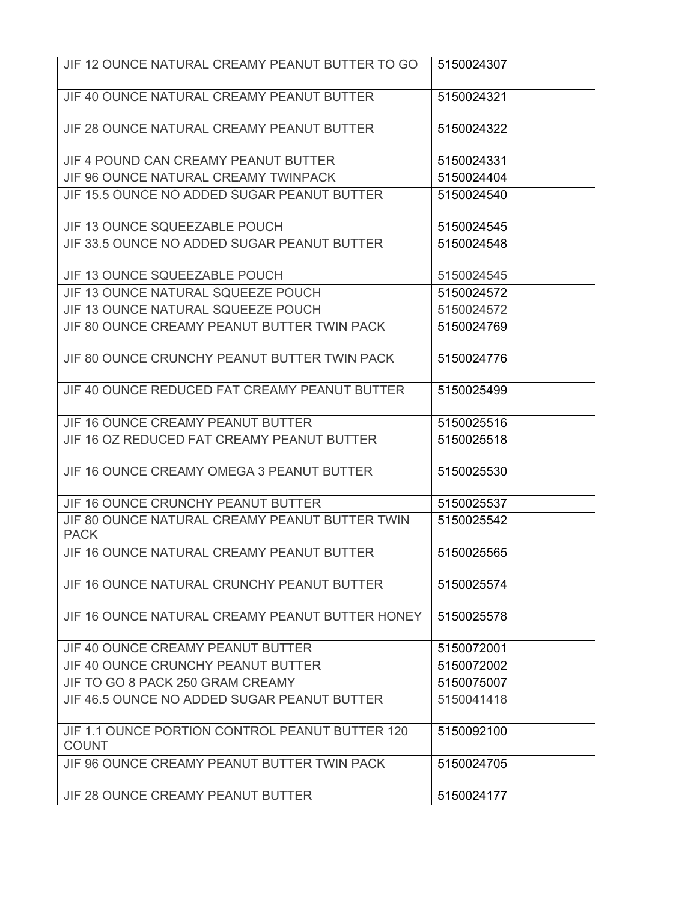| | |
|---|---|
| JIF 12 OUNCE NATURAL CREAMY PEANUT BUTTER TO GO | 5150024307 |
| JIF 40 OUNCE NATURAL CREAMY PEANUT BUTTER | 5150024321 |
| JIF 28 OUNCE NATURAL CREAMY PEANUT BUTTER | 5150024322 |
| JIF 4 POUND CAN CREAMY PEANUT BUTTER | 5150024331 |
| JIF 96 OUNCE NATURAL CREAMY TWINPACK | 5150024404 |
| JIF 15.5 OUNCE NO ADDED SUGAR PEANUT BUTTER | 5150024540 |
| JIF 13 OUNCE SQUEEZABLE POUCH | 5150024545 |
| JIF 33.5 OUNCE NO ADDED SUGAR PEANUT BUTTER | 5150024548 |
| JIF 13 OUNCE SQUEEZABLE POUCH | 5150024545 |
| JIF 13 OUNCE NATURAL SQUEEZE POUCH | 5150024572 |
| JIF 13 OUNCE NATURAL SQUEEZE POUCH | 5150024572 |
| JIF 80 OUNCE CREAMY PEANUT BUTTER TWIN PACK | 5150024769 |
| JIF 80 OUNCE CRUNCHY PEANUT BUTTER TWIN PACK | 5150024776 |
| JIF 40 OUNCE REDUCED FAT CREAMY PEANUT BUTTER | 5150025499 |
| JIF 16 OUNCE CREAMY PEANUT BUTTER | 5150025516 |
| JIF 16 OZ REDUCED FAT CREAMY PEANUT BUTTER | 5150025518 |
| JIF 16 OUNCE CREAMY OMEGA 3 PEANUT BUTTER | 5150025530 |
| JIF 16 OUNCE CRUNCHY PEANUT BUTTER | 5150025537 |
| JIF 80 OUNCE NATURAL CREAMY PEANUT BUTTER TWIN PACK | 5150025542 |
| JIF 16 OUNCE NATURAL CREAMY PEANUT BUTTER | 5150025565 |
| JIF 16 OUNCE NATURAL CRUNCHY PEANUT BUTTER | 5150025574 |
| JIF 16 OUNCE NATURAL CREAMY PEANUT BUTTER HONEY | 5150025578 |
| JIF 40 OUNCE CREAMY PEANUT BUTTER | 5150072001 |
| JIF 40 OUNCE CRUNCHY PEANUT BUTTER | 5150072002 |
| JIF TO GO 8 PACK 250 GRAM CREAMY | 5150075007 |
| JIF 46.5 OUNCE NO ADDED SUGAR PEANUT BUTTER | 5150041418 |
| JIF 1.1 OUNCE PORTION CONTROL PEANUT BUTTER 120 COUNT | 5150092100 |
| JIF 96 OUNCE CREAMY PEANUT BUTTER TWIN PACK | 5150024705 |
| JIF 28 OUNCE CREAMY PEANUT BUTTER | 5150024177 |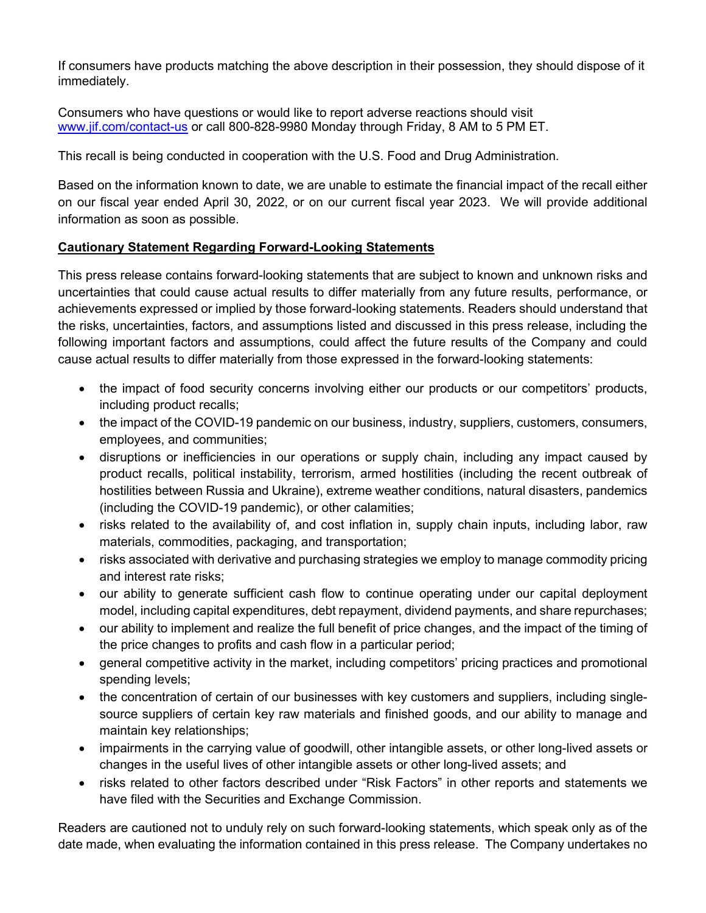If consumers have products matching the above description in their possession, they should dispose of it immediately.

Consumers who have questions or would like to report adverse reactions should visit [www.jif.com/contact-us](http://www.jif.com/contact-us) or call 800-828-9980 Monday through Friday, 8 AM to 5 PM ET.

This recall is being conducted in cooperation with the U.S. Food and Drug Administration.

Based on the information known to date, we are unable to estimate the financial impact of the recall either on our fiscal year ended April 30, 2022, or on our current fiscal year 2023. We will provide additional information as soon as possible.

**Cautionary Statement Regarding Forward-Looking Statements**

This press release contains forward-looking statements that are subject to known and unknown risks and uncertainties that could cause actual results to differ materially from any future results, performance, or achievements expressed or implied by those forward-looking statements. Readers should understand that the risks, uncertainties, factors, and assumptions listed and discussed in this press release, including the following important factors and assumptions, could affect the future results of the Company and could cause actual results to differ materially from those expressed in the forward-looking statements:

- the impact of food security concerns involving either our products or our competitors' products, including product recalls;
- the impact of the COVID-19 pandemic on our business, industry, suppliers, customers, consumers, employees, and communities;
- disruptions or inefficiencies in our operations or supply chain, including any impact caused by product recalls, political instability, terrorism, armed hostilities (including the recent outbreak of hostilities between Russia and Ukraine), extreme weather conditions, natural disasters, pandemics (including the COVID-19 pandemic), or other calamities;
- risks related to the availability of, and cost inflation in, supply chain inputs, including labor, raw materials, commodities, packaging, and transportation;
- risks associated with derivative and purchasing strategies we employ to manage commodity pricing and interest rate risks;
- our ability to generate sufficient cash flow to continue operating under our capital deployment model, including capital expenditures, debt repayment, dividend payments, and share repurchases;
- our ability to implement and realize the full benefit of price changes, and the impact of the timing of the price changes to profits and cash flow in a particular period;
- general competitive activity in the market, including competitors' pricing practices and promotional spending levels;
- the concentration of certain of our businesses with key customers and suppliers, including single-source suppliers of certain key raw materials and finished goods, and our ability to manage and maintain key relationships;
- impairments in the carrying value of goodwill, other intangible assets, or other long-lived assets or changes in the useful lives of other intangible assets or other long-lived assets; and
- risks related to other factors described under "Risk Factors" in other reports and statements we have filed with the Securities and Exchange Commission.

Readers are cautioned not to unduly rely on such forward-looking statements, which speak only as of the date made, when evaluating the information contained in this press release. The Company undertakes no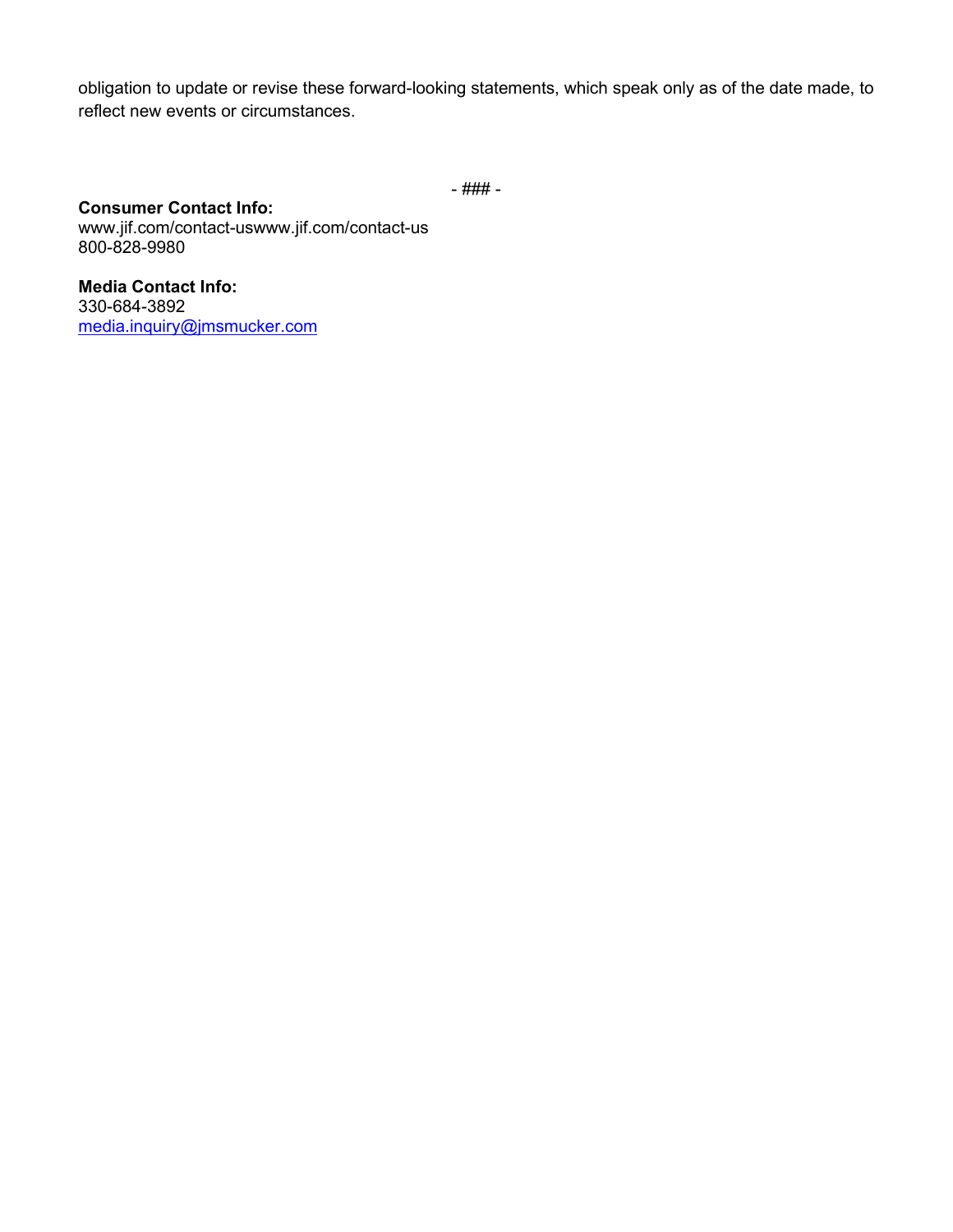obligation to update or revise these forward-looking statements, which speak only as of the date made, to reflect new events or circumstances.

- ### -

**Consumer Contact Info:**
www.jif.com/contact-uswww.jif.com/contact-us
800-828-9980

**Media Contact Info:**
330-684-3892
media.inquiry@jmsmucker.com